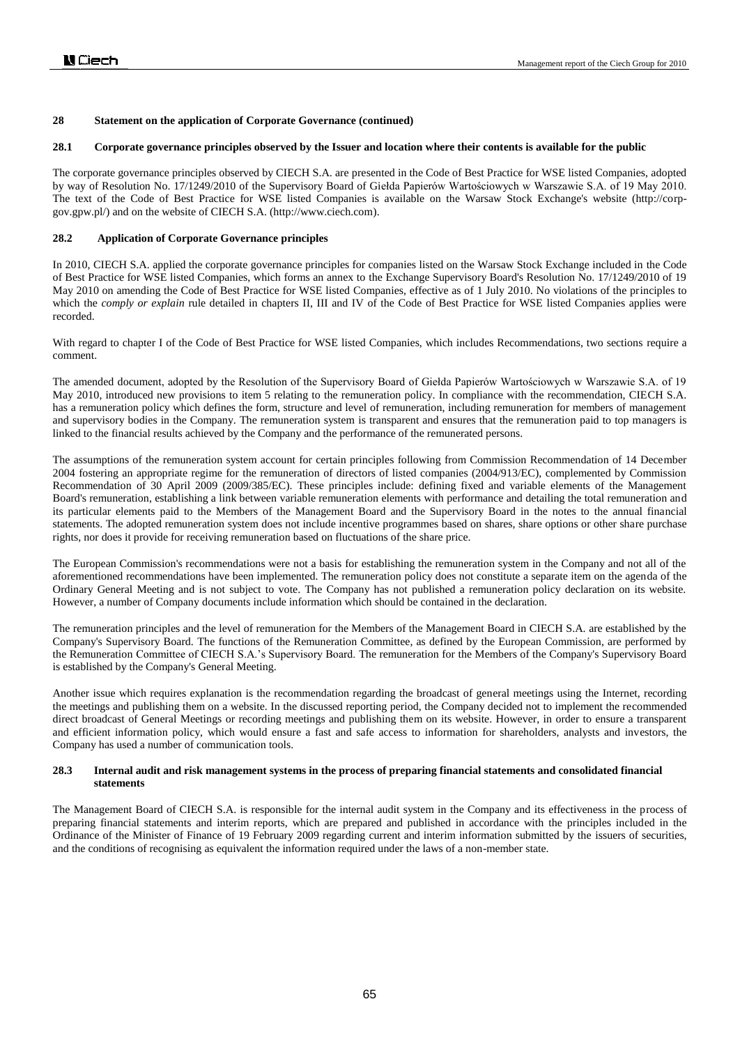## 28 Statement on the application of Corporate Governance (continued)

### 28.1 Corporate governance principles observed by the Issuer and location where their contents is available for the public

The corporate governance principles observed by CIECH S.A. are presented in the Code of Best Practice for WSE listed Companies, adopted by way of Resolution No. 17/1249/2010 of the Supervisory Board of Giełda Papierów Wartościowych w Warszawie S.A. of 19 May 2010. The text of the Code of Best Practice for WSE listed Companies is available on the Warsaw Stock Exchange's website (http://corp-gov.gpw.pl/) and on the website of CIECH S.A. (http://www.ciech.com).

### 28.2 Application of Corporate Governance principles

In 2010, CIECH S.A. applied the corporate governance principles for companies listed on the Warsaw Stock Exchange included in the Code of Best Practice for WSE listed Companies, which forms an annex to the Exchange Supervisory Board's Resolution No. 17/1249/2010 of 19 May 2010 on amending the Code of Best Practice for WSE listed Companies, effective as of 1 July 2010. No violations of the principles to which the *comply or explain* rule detailed in chapters II, III and IV of the Code of Best Practice for WSE listed Companies applies were recorded.

With regard to chapter I of the Code of Best Practice for WSE listed Companies, which includes Recommendations, two sections require a comment.

The amended document, adopted by the Resolution of the Supervisory Board of Giełda Papierów Wartościowych w Warszawie S.A. of 19 May 2010, introduced new provisions to item 5 relating to the remuneration policy. In compliance with the recommendation, CIECH S.A. has a remuneration policy which defines the form, structure and level of remuneration, including remuneration for members of management and supervisory bodies in the Company. The remuneration system is transparent and ensures that the remuneration paid to top managers is linked to the financial results achieved by the Company and the performance of the remunerated persons.

The assumptions of the remuneration system account for certain principles following from Commission Recommendation of 14 December 2004 fostering an appropriate regime for the remuneration of directors of listed companies (2004/913/EC), complemented by Commission Recommendation of 30 April 2009 (2009/385/EC). These principles include: defining fixed and variable elements of the Management Board's remuneration, establishing a link between variable remuneration elements with performance and detailing the total remuneration and its particular elements paid to the Members of the Management Board and the Supervisory Board in the notes to the annual financial statements. The adopted remuneration system does not include incentive programmes based on shares, share options or other share purchase rights, nor does it provide for receiving remuneration based on fluctuations of the share price.

The European Commission's recommendations were not a basis for establishing the remuneration system in the Company and not all of the aforementioned recommendations have been implemented. The remuneration policy does not constitute a separate item on the agenda of the Ordinary General Meeting and is not subject to vote. The Company has not published a remuneration policy declaration on its website. However, a number of Company documents include information which should be contained in the declaration.

The remuneration principles and the level of remuneration for the Members of the Management Board in CIECH S.A. are established by the Company's Supervisory Board. The functions of the Remuneration Committee, as defined by the European Commission, are performed by the Remuneration Committee of CIECH S.A.'s Supervisory Board. The remuneration for the Members of the Company's Supervisory Board is established by the Company's General Meeting.

Another issue which requires explanation is the recommendation regarding the broadcast of general meetings using the Internet, recording the meetings and publishing them on a website. In the discussed reporting period, the Company decided not to implement the recommended direct broadcast of General Meetings or recording meetings and publishing them on its website. However, in order to ensure a transparent and efficient information policy, which would ensure a fast and safe access to information for shareholders, analysts and investors, the Company has used a number of communication tools.

### 28.3 Internal audit and risk management systems in the process of preparing financial statements and consolidated financial statements

The Management Board of CIECH S.A. is responsible for the internal audit system in the Company and its effectiveness in the process of preparing financial statements and interim reports, which are prepared and published in accordance with the principles included in the Ordinance of the Minister of Finance of 19 February 2009 regarding current and interim information submitted by the issuers of securities, and the conditions of recognising as equivalent the information required under the laws of a non-member state.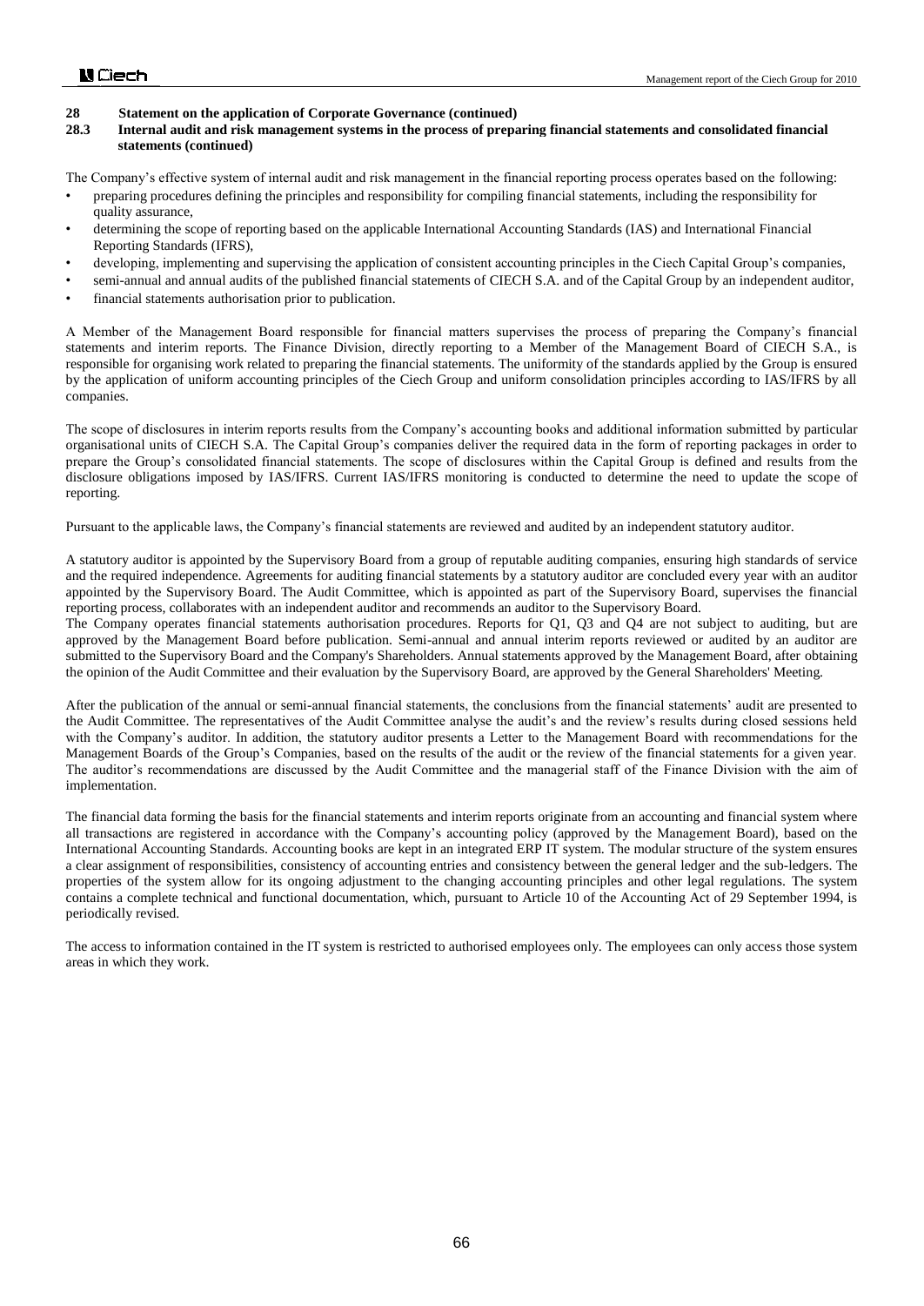## 28 Statement on the application of Corporate Governance (continued)

### 28.3 Internal audit and risk management systems in the process of preparing financial statements and consolidated financial statements (continued)

The Company's effective system of internal audit and risk management in the financial reporting process operates based on the following:

- preparing procedures defining the principles and responsibility for compiling financial statements, including the responsibility for quality assurance,
- determining the scope of reporting based on the applicable International Accounting Standards (IAS) and International Financial Reporting Standards (IFRS),
- developing, implementing and supervising the application of consistent accounting principles in the Ciech Capital Group's companies,
- semi-annual and annual audits of the published financial statements of CIECH S.A. and of the Capital Group by an independent auditor,
- financial statements authorisation prior to publication.

A Member of the Management Board responsible for financial matters supervises the process of preparing the Company's financial statements and interim reports. The Finance Division, directly reporting to a Member of the Management Board of CIECH S.A., is responsible for organising work related to preparing the financial statements. The uniformity of the standards applied by the Group is ensured by the application of uniform accounting principles of the Ciech Group and uniform consolidation principles according to IAS/IFRS by all companies.

The scope of disclosures in interim reports results from the Company's accounting books and additional information submitted by particular organisational units of CIECH S.A. The Capital Group's companies deliver the required data in the form of reporting packages in order to prepare the Group's consolidated financial statements. The scope of disclosures within the Capital Group is defined and results from the disclosure obligations imposed by IAS/IFRS. Current IAS/IFRS monitoring is conducted to determine the need to update the scope of reporting.

Pursuant to the applicable laws, the Company's financial statements are reviewed and audited by an independent statutory auditor.

A statutory auditor is appointed by the Supervisory Board from a group of reputable auditing companies, ensuring high standards of service and the required independence. Agreements for auditing financial statements by a statutory auditor are concluded every year with an auditor appointed by the Supervisory Board. The Audit Committee, which is appointed as part of the Supervisory Board, supervises the financial reporting process, collaborates with an independent auditor and recommends an auditor to the Supervisory Board.

The Company operates financial statements authorisation procedures. Reports for Q1, Q3 and Q4 are not subject to auditing, but are approved by the Management Board before publication. Semi-annual and annual interim reports reviewed or audited by an auditor are submitted to the Supervisory Board and the Company's Shareholders. Annual statements approved by the Management Board, after obtaining the opinion of the Audit Committee and their evaluation by the Supervisory Board, are approved by the General Shareholders' Meeting.

After the publication of the annual or semi-annual financial statements, the conclusions from the financial statements' audit are presented to the Audit Committee. The representatives of the Audit Committee analyse the audit's and the review's results during closed sessions held with the Company's auditor. In addition, the statutory auditor presents a Letter to the Management Board with recommendations for the Management Boards of the Group's Companies, based on the results of the audit or the review of the financial statements for a given year. The auditor's recommendations are discussed by the Audit Committee and the managerial staff of the Finance Division with the aim of implementation.

The financial data forming the basis for the financial statements and interim reports originate from an accounting and financial system where all transactions are registered in accordance with the Company's accounting policy (approved by the Management Board), based on the International Accounting Standards. Accounting books are kept in an integrated ERP IT system. The modular structure of the system ensures a clear assignment of responsibilities, consistency of accounting entries and consistency between the general ledger and the sub-ledgers. The properties of the system allow for its ongoing adjustment to the changing accounting principles and other legal regulations. The system contains a complete technical and functional documentation, which, pursuant to Article 10 of the Accounting Act of 29 September 1994, is periodically revised.

The access to information contained in the IT system is restricted to authorised employees only. The employees can only access those system areas in which they work.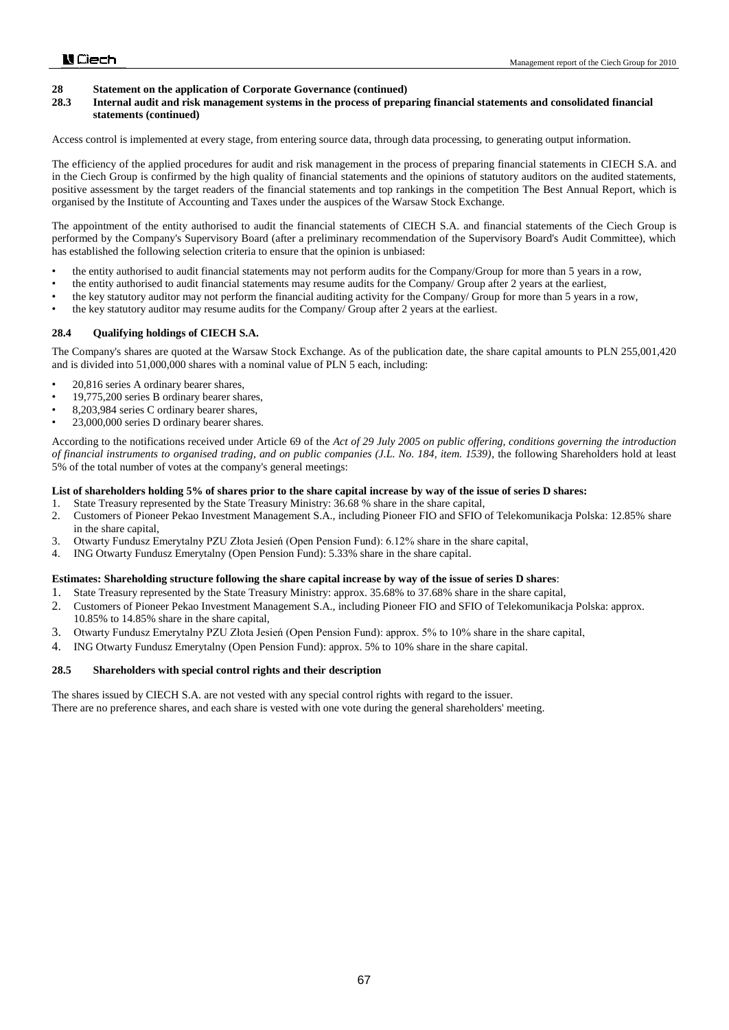## 28 Statement on the application of Corporate Governance (continued)

### 28.3 Internal audit and risk management systems in the process of preparing financial statements and consolidated financial statements (continued)

Access control is implemented at every stage, from entering source data, through data processing, to generating output information.

The efficiency of the applied procedures for audit and risk management in the process of preparing financial statements in CIECH S.A. and in the Ciech Group is confirmed by the high quality of financial statements and the opinions of statutory auditors on the audited statements, positive assessment by the target readers of the financial statements and top rankings in the competition The Best Annual Report, which is organised by the Institute of Accounting and Taxes under the auspices of the Warsaw Stock Exchange.

The appointment of the entity authorised to audit the financial statements of CIECH S.A. and financial statements of the Ciech Group is performed by the Company's Supervisory Board (after a preliminary recommendation of the Supervisory Board's Audit Committee), which has established the following selection criteria to ensure that the opinion is unbiased:

- the entity authorised to audit financial statements may not perform audits for the Company/Group for more than 5 years in a row,
- the entity authorised to audit financial statements may resume audits for the Company/ Group after 2 years at the earliest,
- the key statutory auditor may not perform the financial auditing activity for the Company/ Group for more than 5 years in a row,
- the key statutory auditor may resume audits for the Company/ Group after 2 years at the earliest.

### 28.4 Qualifying holdings of CIECH S.A.

The Company's shares are quoted at the Warsaw Stock Exchange. As of the publication date, the share capital amounts to PLN 255,001,420 and is divided into 51,000,000 shares with a nominal value of PLN 5 each, including:

- 20,816 series A ordinary bearer shares,
- 19,775,200 series B ordinary bearer shares,
- 8,203,984 series C ordinary bearer shares,
- 23,000,000 series D ordinary bearer shares.

According to the notifications received under Article 69 of the *Act of 29 July 2005 on public offering, conditions governing the introduction of financial instruments to organised trading, and on public companies (J.L. No. 184, item. 1539)*, the following Shareholders hold at least 5% of the total number of votes at the company's general meetings:

**List of shareholders holding 5% of shares prior to the share capital increase by way of the issue of series D shares:**

1. State Treasury represented by the State Treasury Ministry: 36.68 % share in the share capital,
2. Customers of Pioneer Pekao Investment Management S.A., including Pioneer FIO and SFIO of Telekomunikacja Polska: 12.85% share in the share capital,
3. Otwarty Fundusz Emerytalny PZU Złota Jesień (Open Pension Fund): 6.12% share in the share capital,
4. ING Otwarty Fundusz Emerytalny (Open Pension Fund): 5.33% share in the share capital.

**Estimates: Shareholding structure following the share capital increase by way of the issue of series D shares**:

1. State Treasury represented by the State Treasury Ministry: approx. 35.68% to 37.68% share in the share capital,
2. Customers of Pioneer Pekao Investment Management S.A., including Pioneer FIO and SFIO of Telekomunikacja Polska: approx. 10.85% to 14.85% share in the share capital,
3. Otwarty Fundusz Emerytalny PZU Złota Jesień (Open Pension Fund): approx. 5% to 10% share in the share capital,
4. ING Otwarty Fundusz Emerytalny (Open Pension Fund): approx. 5% to 10% share in the share capital.

### 28.5 Shareholders with special control rights and their description

The shares issued by CIECH S.A. are not vested with any special control rights with regard to the issuer.
There are no preference shares, and each share is vested with one vote during the general shareholders' meeting.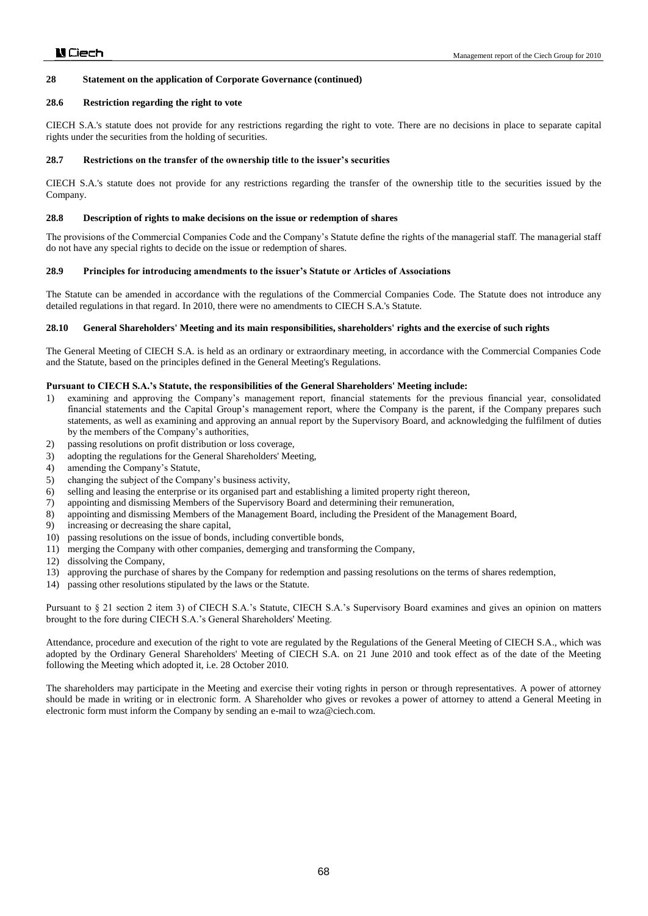## 28 Statement on the application of Corporate Governance (continued)

### 28.6 Restriction regarding the right to vote

CIECH S.A.'s statute does not provide for any restrictions regarding the right to vote. There are no decisions in place to separate capital rights under the securities from the holding of securities.

### 28.7 Restrictions on the transfer of the ownership title to the issuer's securities

CIECH S.A.'s statute does not provide for any restrictions regarding the transfer of the ownership title to the securities issued by the Company.

### 28.8 Description of rights to make decisions on the issue or redemption of shares

The provisions of the Commercial Companies Code and the Company's Statute define the rights of the managerial staff. The managerial staff do not have any special rights to decide on the issue or redemption of shares.

### 28.9 Principles for introducing amendments to the issuer's Statute or Articles of Associations

The Statute can be amended in accordance with the regulations of the Commercial Companies Code. The Statute does not introduce any detailed regulations in that regard. In 2010, there were no amendments to CIECH S.A.'s Statute.

### 28.10 General Shareholders' Meeting and its main responsibilities, shareholders' rights and the exercise of such rights

The General Meeting of CIECH S.A. is held as an ordinary or extraordinary meeting, in accordance with the Commercial Companies Code and the Statute, based on the principles defined in the General Meeting's Regulations.

**Pursuant to CIECH S.A.'s Statute, the responsibilities of the General Shareholders' Meeting include:**

1) examining and approving the Company's management report, financial statements for the previous financial year, consolidated financial statements and the Capital Group's management report, where the Company is the parent, if the Company prepares such statements, as well as examining and approving an annual report by the Supervisory Board, and acknowledging the fulfilment of duties by the members of the Company's authorities,
2) passing resolutions on profit distribution or loss coverage,
3) adopting the regulations for the General Shareholders' Meeting,
4) amending the Company's Statute,
5) changing the subject of the Company's business activity,
6) selling and leasing the enterprise or its organised part and establishing a limited property right thereon,
7) appointing and dismissing Members of the Supervisory Board and determining their remuneration,
8) appointing and dismissing Members of the Management Board, including the President of the Management Board,
9) increasing or decreasing the share capital,
10) passing resolutions on the issue of bonds, including convertible bonds,
11) merging the Company with other companies, demerging and transforming the Company,
12) dissolving the Company,
13) approving the purchase of shares by the Company for redemption and passing resolutions on the terms of shares redemption,
14) passing other resolutions stipulated by the laws or the Statute.

Pursuant to § 21 section 2 item 3) of CIECH S.A.'s Statute, CIECH S.A.'s Supervisory Board examines and gives an opinion on matters brought to the fore during CIECH S.A.'s General Shareholders' Meeting.

Attendance, procedure and execution of the right to vote are regulated by the Regulations of the General Meeting of CIECH S.A., which was adopted by the Ordinary General Shareholders' Meeting of CIECH S.A. on 21 June 2010 and took effect as of the date of the Meeting following the Meeting which adopted it, i.e. 28 October 2010.

The shareholders may participate in the Meeting and exercise their voting rights in person or through representatives. A power of attorney should be made in writing or in electronic form. A Shareholder who gives or revokes a power of attorney to attend a General Meeting in electronic form must inform the Company by sending an e-mail to wza@ciech.com.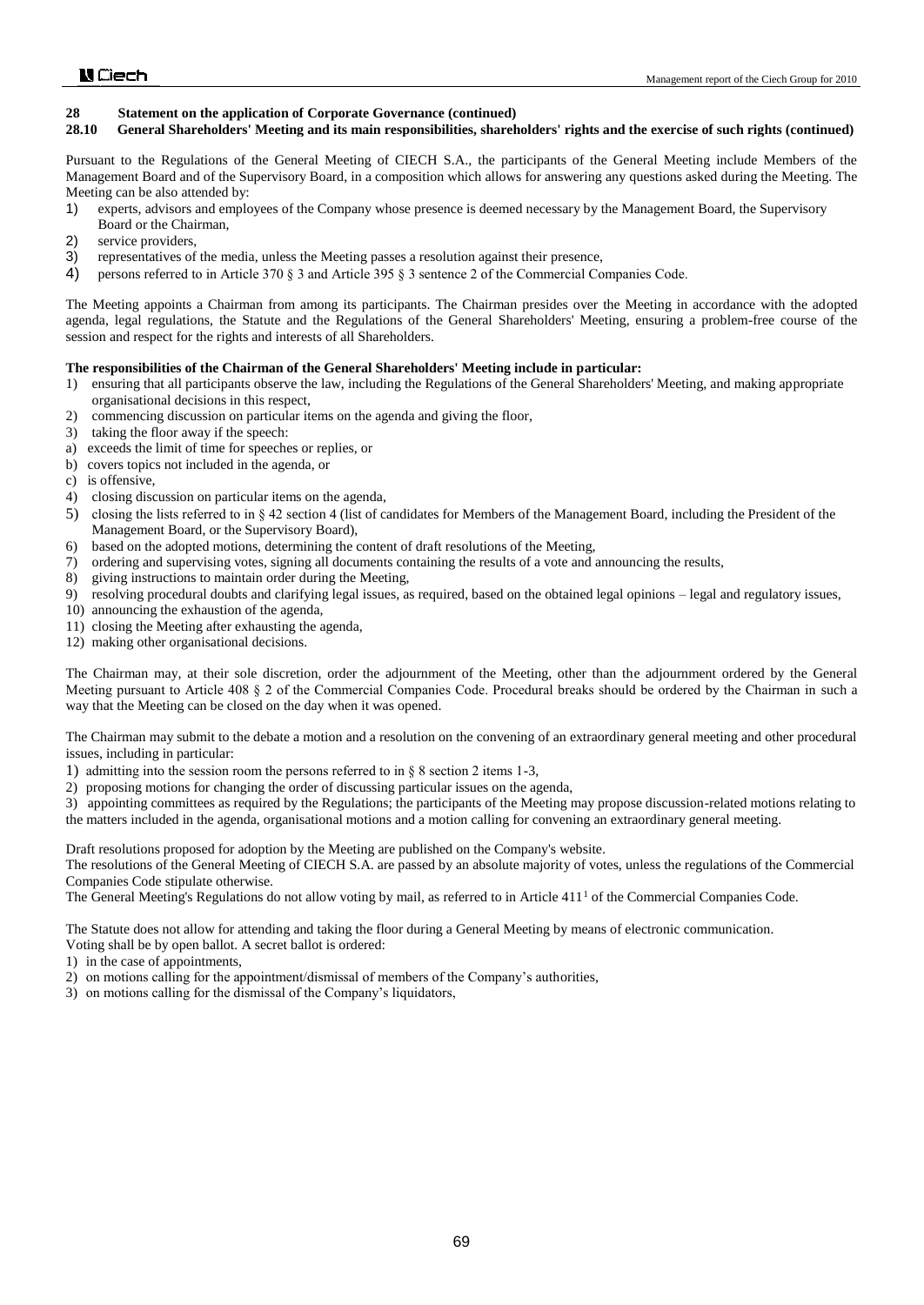## 28 Statement on the application of Corporate Governance (continued)

### 28.10 General Shareholders' Meeting and its main responsibilities, shareholders' rights and the exercise of such rights (continued)

Pursuant to the Regulations of the General Meeting of CIECH S.A., the participants of the General Meeting include Members of the Management Board and of the Supervisory Board, in a composition which allows for answering any questions asked during the Meeting. The Meeting can be also attended by:

1) experts, advisors and employees of the Company whose presence is deemed necessary by the Management Board, the Supervisory Board or the Chairman,
2) service providers,
3) representatives of the media, unless the Meeting passes a resolution against their presence,
4) persons referred to in Article 370 § 3 and Article 395 § 3 sentence 2 of the Commercial Companies Code.

The Meeting appoints a Chairman from among its participants. The Chairman presides over the Meeting in accordance with the adopted agenda, legal regulations, the Statute and the Regulations of the General Shareholders' Meeting, ensuring a problem-free course of the session and respect for the rights and interests of all Shareholders.

**The responsibilities of the Chairman of the General Shareholders' Meeting include in particular:**

1) ensuring that all participants observe the law, including the Regulations of the General Shareholders' Meeting, and making appropriate organisational decisions in this respect,
2) commencing discussion on particular items on the agenda and giving the floor,
3) taking the floor away if the speech:
a) exceeds the limit of time for speeches or replies, or
b) covers topics not included in the agenda, or
c) is offensive,
4) closing discussion on particular items on the agenda,
5) closing the lists referred to in § 42 section 4 (list of candidates for Members of the Management Board, including the President of the Management Board, or the Supervisory Board),
6) based on the adopted motions, determining the content of draft resolutions of the Meeting,
7) ordering and supervising votes, signing all documents containing the results of a vote and announcing the results,
8) giving instructions to maintain order during the Meeting,
9) resolving procedural doubts and clarifying legal issues, as required, based on the obtained legal opinions – legal and regulatory issues,
10) announcing the exhaustion of the agenda,
11) closing the Meeting after exhausting the agenda,
12) making other organisational decisions.

The Chairman may, at their sole discretion, order the adjournment of the Meeting, other than the adjournment ordered by the General Meeting pursuant to Article 408 § 2 of the Commercial Companies Code. Procedural breaks should be ordered by the Chairman in such a way that the Meeting can be closed on the day when it was opened.

The Chairman may submit to the debate a motion and a resolution on the convening of an extraordinary general meeting and other procedural issues, including in particular:

1) admitting into the session room the persons referred to in § 8 section 2 items 1-3,
2) proposing motions for changing the order of discussing particular issues on the agenda,
3) appointing committees as required by the Regulations; the participants of the Meeting may propose discussion-related motions relating to the matters included in the agenda, organisational motions and a motion calling for convening an extraordinary general meeting.

Draft resolutions proposed for adoption by the Meeting are published on the Company's website.

The resolutions of the General Meeting of CIECH S.A. are passed by an absolute majority of votes, unless the regulations of the Commercial Companies Code stipulate otherwise.

The General Meeting's Regulations do not allow voting by mail, as referred to in Article 411[1] of the Commercial Companies Code.

The Statute does not allow for attending and taking the floor during a General Meeting by means of electronic communication.

Voting shall be by open ballot. A secret ballot is ordered:

1) in the case of appointments,
2) on motions calling for the appointment/dismissal of members of the Company's authorities,
3) on motions calling for the dismissal of the Company's liquidators,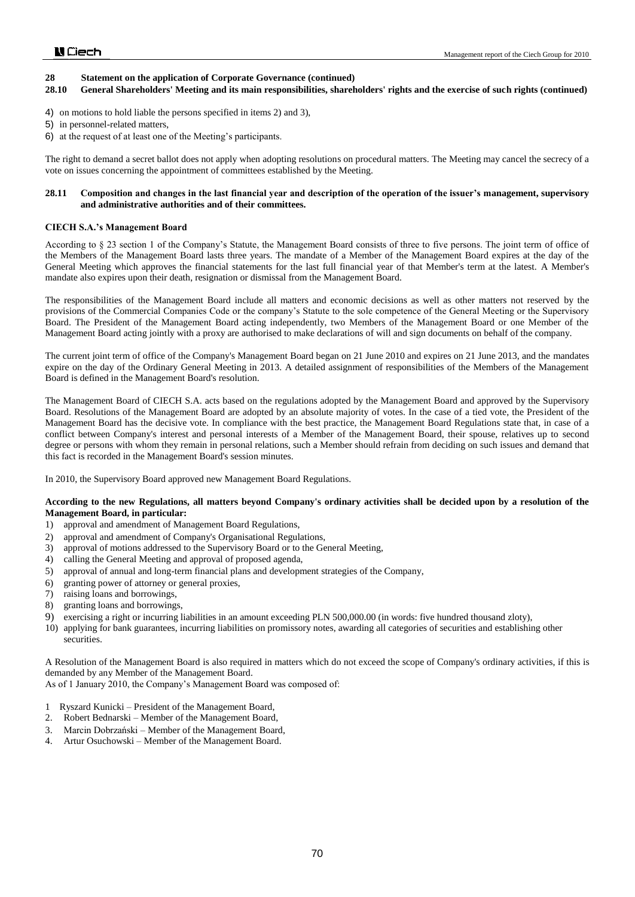## 28 Statement on the application of Corporate Governance (continued)

### 28.10 General Shareholders' Meeting and its main responsibilities, shareholders' rights and the exercise of such rights (continued)

4) on motions to hold liable the persons specified in items 2) and 3),
5) in personnel-related matters,
6) at the request of at least one of the Meeting's participants.

The right to demand a secret ballot does not apply when adopting resolutions on procedural matters. The Meeting may cancel the secrecy of a vote on issues concerning the appointment of committees established by the Meeting.

### 28.11 Composition and changes in the last financial year and description of the operation of the issuer's management, supervisory and administrative authorities and of their committees.

**CIECH S.A.'s Management Board**

According to § 23 section 1 of the Company's Statute, the Management Board consists of three to five persons. The joint term of office of the Members of the Management Board lasts three years. The mandate of a Member of the Management Board expires at the day of the General Meeting which approves the financial statements for the last full financial year of that Member's term at the latest. A Member's mandate also expires upon their death, resignation or dismissal from the Management Board.

The responsibilities of the Management Board include all matters and economic decisions as well as other matters not reserved by the provisions of the Commercial Companies Code or the company's Statute to the sole competence of the General Meeting or the Supervisory Board. The President of the Management Board acting independently, two Members of the Management Board or one Member of the Management Board acting jointly with a proxy are authorised to make declarations of will and sign documents on behalf of the company.

The current joint term of office of the Company's Management Board began on 21 June 2010 and expires on 21 June 2013, and the mandates expire on the day of the Ordinary General Meeting in 2013. A detailed assignment of responsibilities of the Members of the Management Board is defined in the Management Board's resolution.

The Management Board of CIECH S.A. acts based on the regulations adopted by the Management Board and approved by the Supervisory Board. Resolutions of the Management Board are adopted by an absolute majority of votes. In the case of a tied vote, the President of the Management Board has the decisive vote. In compliance with the best practice, the Management Board Regulations state that, in case of a conflict between Company's interest and personal interests of a Member of the Management Board, their spouse, relatives up to second degree or persons with whom they remain in personal relations, such a Member should refrain from deciding on such issues and demand that this fact is recorded in the Management Board's session minutes.

In 2010, the Supervisory Board approved new Management Board Regulations.

**According to the new Regulations, all matters beyond Company's ordinary activities shall be decided upon by a resolution of the Management Board, in particular:**

1) approval and amendment of Management Board Regulations,
2) approval and amendment of Company's Organisational Regulations,
3) approval of motions addressed to the Supervisory Board or to the General Meeting,
4) calling the General Meeting and approval of proposed agenda,
5) approval of annual and long-term financial plans and development strategies of the Company,
6) granting power of attorney or general proxies,
7) raising loans and borrowings,
8) granting loans and borrowings,
9) exercising a right or incurring liabilities in an amount exceeding PLN 500,000.00 (in words: five hundred thousand zloty),
10) applying for bank guarantees, incurring liabilities on promissory notes, awarding all categories of securities and establishing other securities.

A Resolution of the Management Board is also required in matters which do not exceed the scope of Company's ordinary activities, if this is demanded by any Member of the Management Board.

As of 1 January 2010, the Company's Management Board was composed of:

1. Ryszard Kunicki – President of the Management Board,
2. Robert Bednarski – Member of the Management Board,
3. Marcin Dobrzański – Member of the Management Board,
4. Artur Osuchowski – Member of the Management Board.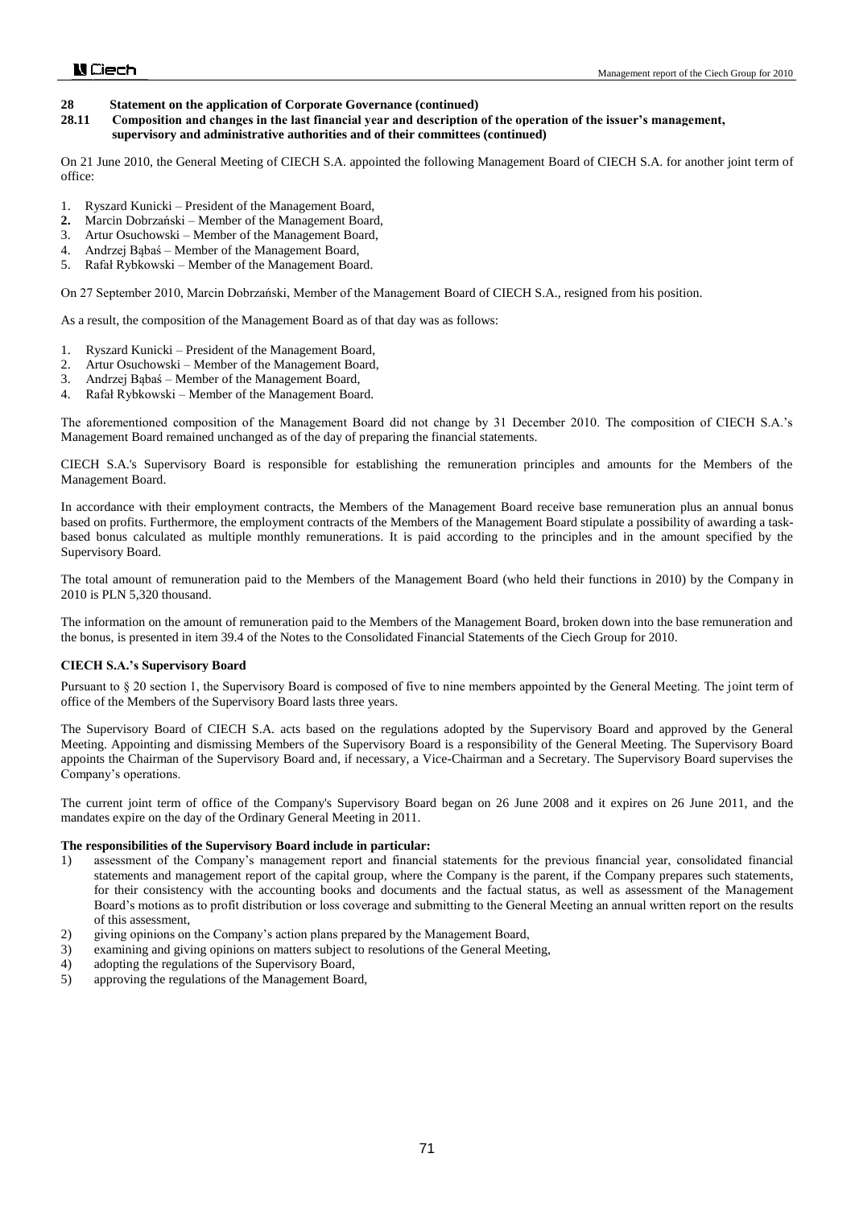## 28 Statement on the application of Corporate Governance (continued)

### 28.11 Composition and changes in the last financial year and description of the operation of the issuer's management, supervisory and administrative authorities and of their committees (continued)

On 21 June 2010, the General Meeting of CIECH S.A. appointed the following Management Board of CIECH S.A. for another joint term of office:

1. Ryszard Kunicki – President of the Management Board,
2. Marcin Dobrzański – Member of the Management Board,
3. Artur Osuchowski – Member of the Management Board,
4. Andrzej Bąbaś – Member of the Management Board,
5. Rafał Rybkowski – Member of the Management Board.

On 27 September 2010, Marcin Dobrzański, Member of the Management Board of CIECH S.A., resigned from his position.

As a result, the composition of the Management Board as of that day was as follows:

1. Ryszard Kunicki – President of the Management Board,
2. Artur Osuchowski – Member of the Management Board,
3. Andrzej Bąbaś – Member of the Management Board,
4. Rafał Rybkowski – Member of the Management Board.

The aforementioned composition of the Management Board did not change by 31 December 2010. The composition of CIECH S.A.'s Management Board remained unchanged as of the day of preparing the financial statements.

CIECH S.A.'s Supervisory Board is responsible for establishing the remuneration principles and amounts for the Members of the Management Board.

In accordance with their employment contracts, the Members of the Management Board receive base remuneration plus an annual bonus based on profits. Furthermore, the employment contracts of the Members of the Management Board stipulate a possibility of awarding a task-based bonus calculated as multiple monthly remunerations. It is paid according to the principles and in the amount specified by the Supervisory Board.

The total amount of remuneration paid to the Members of the Management Board (who held their functions in 2010) by the Company in 2010 is PLN 5,320 thousand.

The information on the amount of remuneration paid to the Members of the Management Board, broken down into the base remuneration and the bonus, is presented in item 39.4 of the Notes to the Consolidated Financial Statements of the Ciech Group for 2010.

**CIECH S.A.'s Supervisory Board**

Pursuant to § 20 section 1, the Supervisory Board is composed of five to nine members appointed by the General Meeting. The joint term of office of the Members of the Supervisory Board lasts three years.

The Supervisory Board of CIECH S.A. acts based on the regulations adopted by the Supervisory Board and approved by the General Meeting. Appointing and dismissing Members of the Supervisory Board is a responsibility of the General Meeting. The Supervisory Board appoints the Chairman of the Supervisory Board and, if necessary, a Vice-Chairman and a Secretary. The Supervisory Board supervises the Company's operations.

The current joint term of office of the Company's Supervisory Board began on 26 June 2008 and it expires on 26 June 2011, and the mandates expire on the day of the Ordinary General Meeting in 2011.

**The responsibilities of the Supervisory Board include in particular:**

1) assessment of the Company's management report and financial statements for the previous financial year, consolidated financial statements and management report of the capital group, where the Company is the parent, if the Company prepares such statements, for their consistency with the accounting books and documents and the factual status, as well as assessment of the Management Board's motions as to profit distribution or loss coverage and submitting to the General Meeting an annual written report on the results of this assessment,
2) giving opinions on the Company's action plans prepared by the Management Board,
3) examining and giving opinions on matters subject to resolutions of the General Meeting,
4) adopting the regulations of the Supervisory Board,
5) approving the regulations of the Management Board,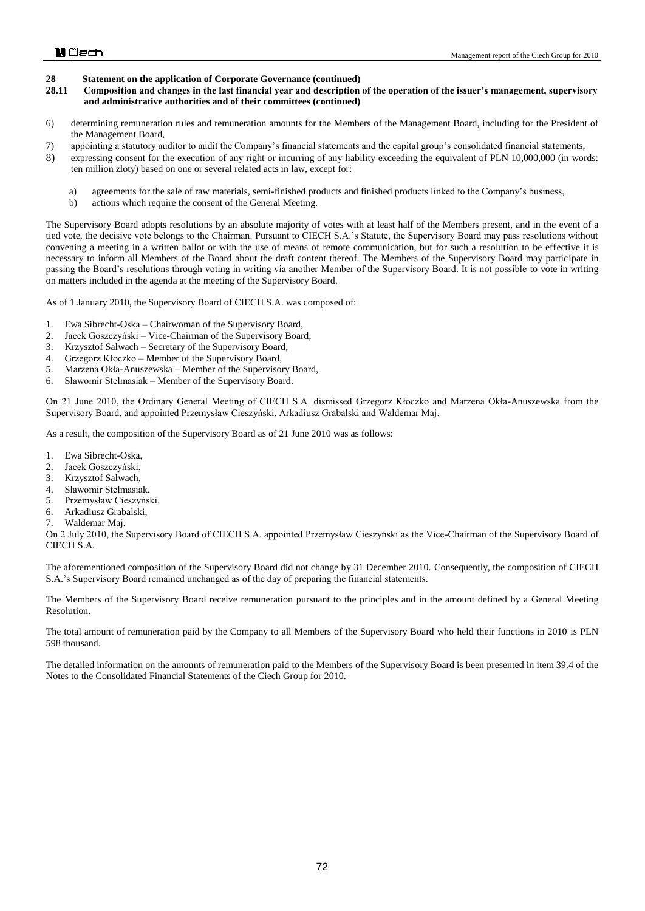## 28 Statement on the application of Corporate Governance (continued)

### 28.11 Composition and changes in the last financial year and description of the operation of the issuer's management, supervisory and administrative authorities and of their committees (continued)

6) determining remuneration rules and remuneration amounts for the Members of the Management Board, including for the President of the Management Board,
7) appointing a statutory auditor to audit the Company's financial statements and the capital group's consolidated financial statements,
8) expressing consent for the execution of any right or incurring of any liability exceeding the equivalent of PLN 10,000,000 (in words: ten million zloty) based on one or several related acts in law, except for:
   a) agreements for the sale of raw materials, semi-finished products and finished products linked to the Company's business,
   b) actions which require the consent of the General Meeting.

The Supervisory Board adopts resolutions by an absolute majority of votes with at least half of the Members present, and in the event of a tied vote, the decisive vote belongs to the Chairman. Pursuant to CIECH S.A.'s Statute, the Supervisory Board may pass resolutions without convening a meeting in a written ballot or with the use of means of remote communication, but for such a resolution to be effective it is necessary to inform all Members of the Board about the draft content thereof. The Members of the Supervisory Board may participate in passing the Board's resolutions through voting in writing via another Member of the Supervisory Board. It is not possible to vote in writing on matters included in the agenda at the meeting of the Supervisory Board.

As of 1 January 2010, the Supervisory Board of CIECH S.A. was composed of:

1. Ewa Sibrecht-Ośka – Chairwoman of the Supervisory Board,
2. Jacek Goszczyński – Vice-Chairman of the Supervisory Board,
3. Krzysztof Salwach – Secretary of the Supervisory Board,
4. Grzegorz Kłoczko – Member of the Supervisory Board,
5. Marzena Okła-Anuszewska – Member of the Supervisory Board,
6. Sławomir Stelmasiak – Member of the Supervisory Board.

On 21 June 2010, the Ordinary General Meeting of CIECH S.A. dismissed Grzegorz Kłoczko and Marzena Okła-Anuszewska from the Supervisory Board, and appointed Przemysław Cieszyński, Arkadiusz Grabalski and Waldemar Maj.

As a result, the composition of the Supervisory Board as of 21 June 2010 was as follows:

1. Ewa Sibrecht-Ośka,
2. Jacek Goszczyński,
3. Krzysztof Salwach,
4. Sławomir Stelmasiak,
5. Przemysław Cieszyński,
6. Arkadiusz Grabalski,
7. Waldemar Maj.

On 2 July 2010, the Supervisory Board of CIECH S.A. appointed Przemysław Cieszyński as the Vice-Chairman of the Supervisory Board of CIECH S.A.

The aforementioned composition of the Supervisory Board did not change by 31 December 2010. Consequently, the composition of CIECH S.A.'s Supervisory Board remained unchanged as of the day of preparing the financial statements.

The Members of the Supervisory Board receive remuneration pursuant to the principles and in the amount defined by a General Meeting Resolution.

The total amount of remuneration paid by the Company to all Members of the Supervisory Board who held their functions in 2010 is PLN 598 thousand.

The detailed information on the amounts of remuneration paid to the Members of the Supervisory Board is been presented in item 39.4 of the Notes to the Consolidated Financial Statements of the Ciech Group for 2010.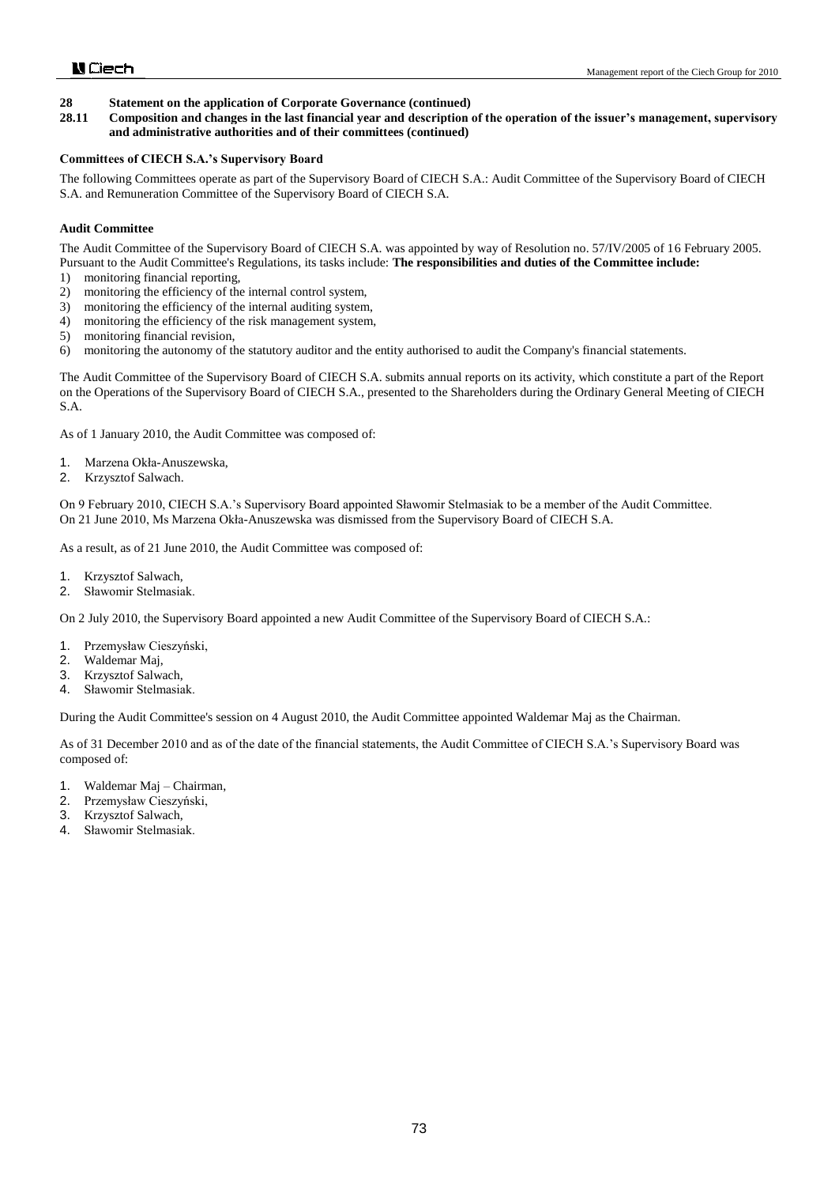## 28 Statement on the application of Corporate Governance (continued)

### 28.11 Composition and changes in the last financial year and description of the operation of the issuer's management, supervisory and administrative authorities and of their committees (continued)

**Committees of CIECH S.A.'s Supervisory Board**

The following Committees operate as part of the Supervisory Board of CIECH S.A.: Audit Committee of the Supervisory Board of CIECH S.A. and Remuneration Committee of the Supervisory Board of CIECH S.A.

**Audit Committee**

The Audit Committee of the Supervisory Board of CIECH S.A. was appointed by way of Resolution no. 57/IV/2005 of 16 February 2005. Pursuant to the Audit Committee's Regulations, its tasks include: **The responsibilities and duties of the Committee include:**

1) monitoring financial reporting,
2) monitoring the efficiency of the internal control system,
3) monitoring the efficiency of the internal auditing system,
4) monitoring the efficiency of the risk management system,
5) monitoring financial revision,
6) monitoring the autonomy of the statutory auditor and the entity authorised to audit the Company's financial statements.

The Audit Committee of the Supervisory Board of CIECH S.A. submits annual reports on its activity, which constitute a part of the Report on the Operations of the Supervisory Board of CIECH S.A., presented to the Shareholders during the Ordinary General Meeting of CIECH S.A.

As of 1 January 2010, the Audit Committee was composed of:

1. Marzena Okła-Anuszewska,
2. Krzysztof Salwach.

On 9 February 2010, CIECH S.A.'s Supervisory Board appointed Sławomir Stelmasiak to be a member of the Audit Committee.
On 21 June 2010, Ms Marzena Okła-Anuszewska was dismissed from the Supervisory Board of CIECH S.A.

As a result, as of 21 June 2010, the Audit Committee was composed of:

1. Krzysztof Salwach,
2. Sławomir Stelmasiak.

On 2 July 2010, the Supervisory Board appointed a new Audit Committee of the Supervisory Board of CIECH S.A.:

1. Przemysław Cieszyński,
2. Waldemar Maj,
3. Krzysztof Salwach,
4. Sławomir Stelmasiak.

During the Audit Committee's session on 4 August 2010, the Audit Committee appointed Waldemar Maj as the Chairman.

As of 31 December 2010 and as of the date of the financial statements, the Audit Committee of CIECH S.A.'s Supervisory Board was composed of:

1. Waldemar Maj – Chairman,
2. Przemysław Cieszyński,
3. Krzysztof Salwach,
4. Sławomir Stelmasiak.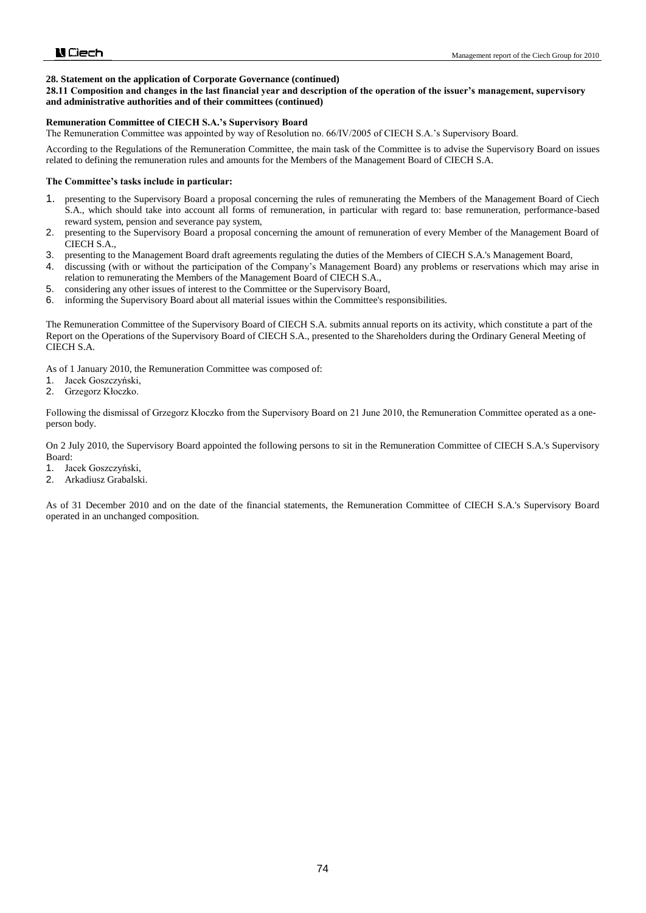**28. Statement on the application of Corporate Governance (continued)**

**28.11 Composition and changes in the last financial year and description of the operation of the issuer's management, supervisory and administrative authorities and of their committees (continued)**

**Remuneration Committee of CIECH S.A.'s Supervisory Board**

The Remuneration Committee was appointed by way of Resolution no. 66/IV/2005 of CIECH S.A.'s Supervisory Board.

According to the Regulations of the Remuneration Committee, the main task of the Committee is to advise the Supervisory Board on issues related to defining the remuneration rules and amounts for the Members of the Management Board of CIECH S.A.

**The Committee's tasks include in particular:**

1. presenting to the Supervisory Board a proposal concerning the rules of remunerating the Members of the Management Board of Ciech S.A., which should take into account all forms of remuneration, in particular with regard to: base remuneration, performance-based reward system, pension and severance pay system,
2. presenting to the Supervisory Board a proposal concerning the amount of remuneration of every Member of the Management Board of CIECH S.A.,
3. presenting to the Management Board draft agreements regulating the duties of the Members of CIECH S.A.'s Management Board,
4. discussing (with or without the participation of the Company's Management Board) any problems or reservations which may arise in relation to remunerating the Members of the Management Board of CIECH S.A.,
5. considering any other issues of interest to the Committee or the Supervisory Board,
6. informing the Supervisory Board about all material issues within the Committee's responsibilities.

The Remuneration Committee of the Supervisory Board of CIECH S.A. submits annual reports on its activity, which constitute a part of the Report on the Operations of the Supervisory Board of CIECH S.A., presented to the Shareholders during the Ordinary General Meeting of CIECH S.A.

As of 1 January 2010, the Remuneration Committee was composed of:

1. Jacek Goszczyński,
2. Grzegorz Kłoczko.

Following the dismissal of Grzegorz Kłoczko from the Supervisory Board on 21 June 2010, the Remuneration Committee operated as a one-person body.

On 2 July 2010, the Supervisory Board appointed the following persons to sit in the Remuneration Committee of CIECH S.A.'s Supervisory Board:

1. Jacek Goszczyński,
2. Arkadiusz Grabalski.

As of 31 December 2010 and on the date of the financial statements, the Remuneration Committee of CIECH S.A.'s Supervisory Board operated in an unchanged composition.